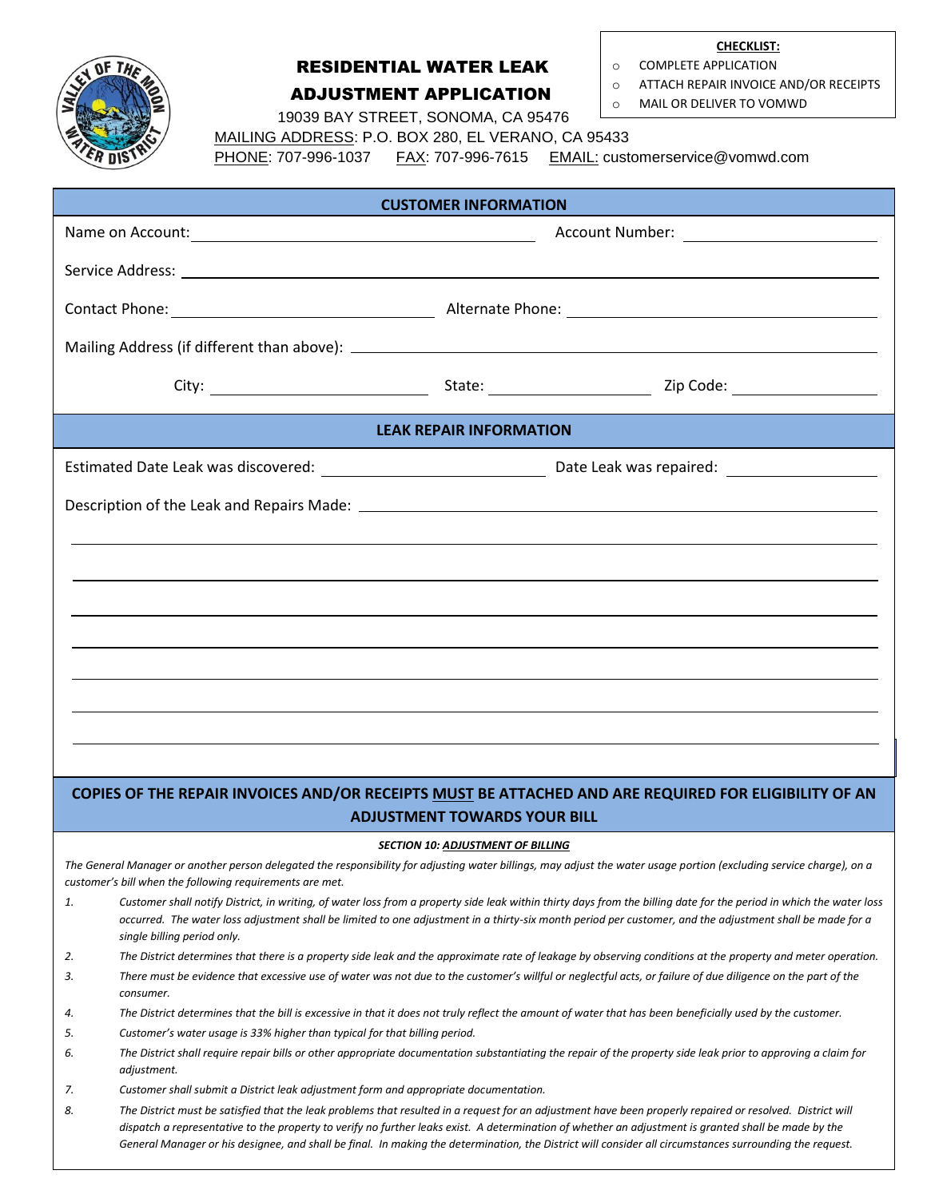# RESIDENTIAL WATER LEAK ADJUSTMENT APPLICATION

19039 BAY STREET, SONOMA, CA 95476

MAILING ADDRESS: P.O. BOX 280, EL VERANO, CA 95433

PHONE: 707-996-1037 FAX: 707-996-7615 EMAIL: customerservice@vomwd.com

**CHECKLIST:**

- COMPLETE APPLICATION
- ATTACH REPAIR INVOICE AND/OR RECEIPTS
- MAIL OR DELIVER TO VOMWD

## CUSTOMER INFORMATION

Name on Account: ______________________ Account Number: ______________

Service Address: ______________________________________________

Contact Phone: ____________________ Alternate Phone: ____________________

Mailing Address (if different than above): ______________________________

City: ______________ State: ____________ Zip Code: ____________

## LEAK REPAIR INFORMATION

Estimated Date Leak was discovered: ______________ Date Leak was repaired: ______________

Description of the Leak and Repairs Made: ______________________________________________

______________________________________________

______________________________________________

______________________________________________

______________________________________________

______________________________________________

______________________________________________

## COPIES OF THE REPAIR INVOICES AND/OR RECEIPTS MUST BE ATTACHED AND ARE REQUIRED FOR ELIGIBILITY OF AN ADJUSTMENT TOWARDS YOUR BILL

***SECTION 10: ADJUSTMENT OF BILLING***

*The General Manager or another person delegated the responsibility for adjusting water billings, may adjust the water usage portion (excluding service charge), on a customer's bill when the following requirements are met.*

1. *Customer shall notify District, in writing, of water loss from a property side leak within thirty days from the billing date for the period in which the water loss occurred. The water loss adjustment shall be limited to one adjustment in a thirty-six month period per customer, and the adjustment shall be made for a single billing period only.*
2. *The District determines that there is a property side leak and the approximate rate of leakage by observing conditions at the property and meter operation.*
3. *There must be evidence that excessive use of water was not due to the customer's willful or neglectful acts, or failure of due diligence on the part of the consumer.*
4. *The District determines that the bill is excessive in that it does not truly reflect the amount of water that has been beneficially used by the customer.*
5. *Customer's water usage is 33% higher than typical for that billing period.*
6. *The District shall require repair bills or other appropriate documentation substantiating the repair of the property side leak prior to approving a claim for adjustment.*
7. *Customer shall submit a District leak adjustment form and appropriate documentation.*
8. *The District must be satisfied that the leak problems that resulted in a request for an adjustment have been properly repaired or resolved. District will dispatch a representative to the property to verify no further leaks exist. A determination of whether an adjustment is granted shall be made by the General Manager or his designee, and shall be final. In making the determination, the District will consider all circumstances surrounding the request.*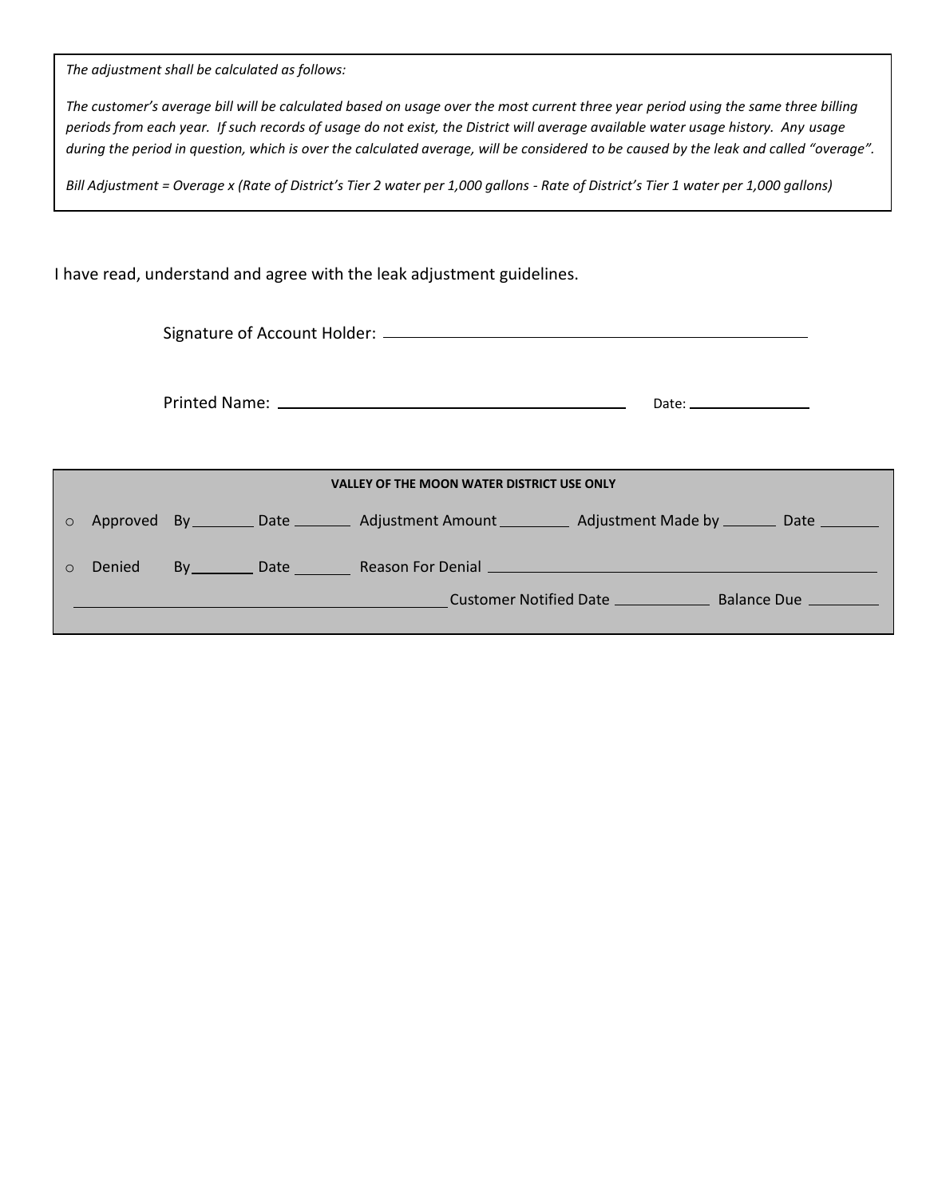*The adjustment shall be calculated as follows:*

*The customer's average bill will be calculated based on usage over the most current three year period using the same three billing periods from each year. If such records of usage do not exist, the District will average available water usage history. Any usage during the period in question, which is over the calculated average, will be considered to be caused by the leak and called "overage".*

*Bill Adjustment = Overage x (Rate of District's Tier 2 water per 1,000 gallons - Rate of District's Tier 1 water per 1,000 gallons)*

I have read, understand and agree with the leak adjustment guidelines.

Signature of Account Holder: ______________________________

Printed Name: ______________________________ Date: ____________

**VALLEY OF THE MOON WATER DISTRICT USE ONLY**

○ Approved By ________ Date ________ Adjustment Amount ________ Adjustment Made by ________ Date ________

○ Denied By ________ Date ________ Reason For Denial ______________________________

______________________________ Customer Notified Date ____________ Balance Due ________